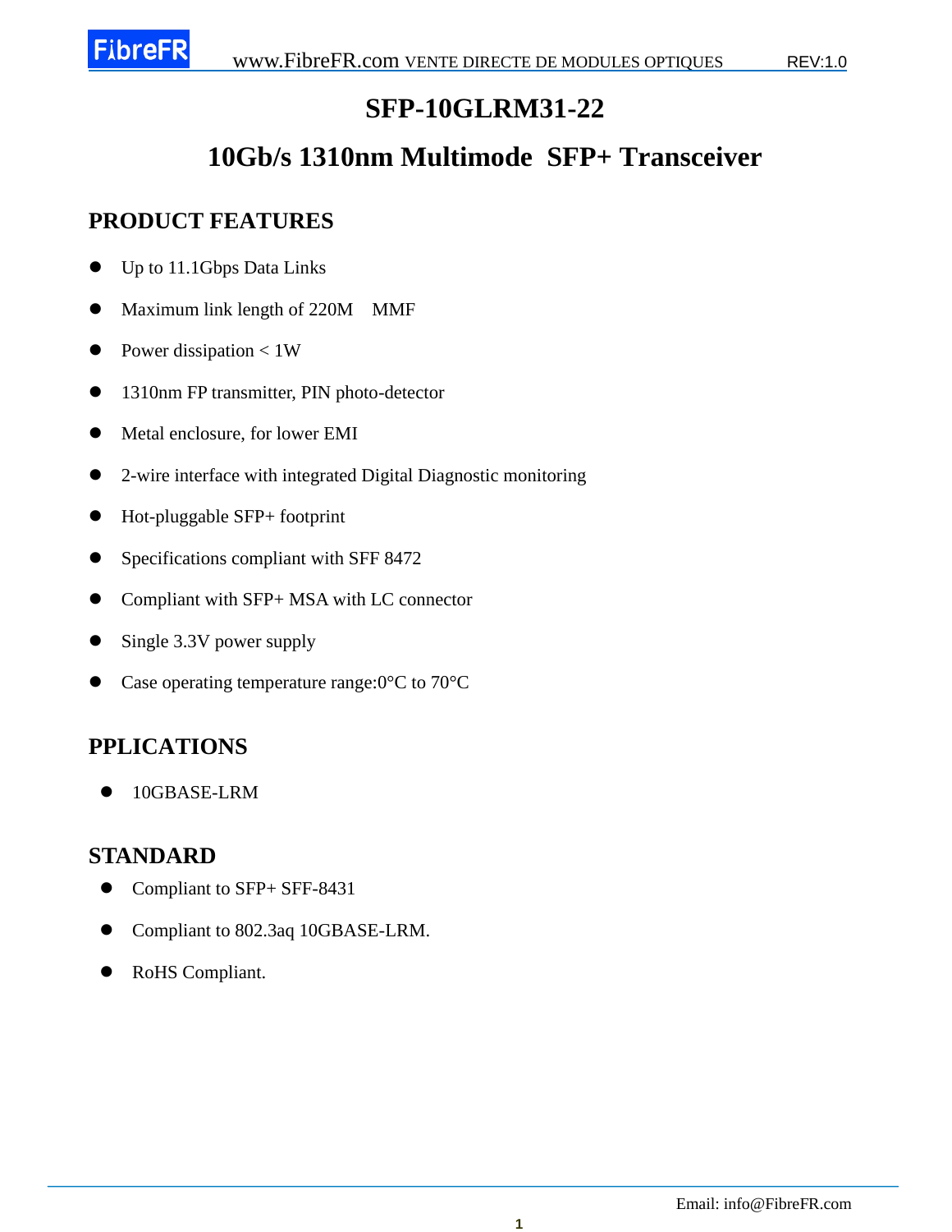# SFP-10GLRM31-22

## 10Gb/s 1310nm Multimode SFP+ Transceiver

### PRODUCT FEATURES

- Up to 11.1Gbps Data Links
- Maximum link length of 220M MMF
- Power dissipation < 1W
- 1310nm FP transmitter, PIN photo-detector
- Metal enclosure, for lower EMI
- 2-wire interface with integrated Digital Diagnostic monitoring
- Hot-pluggable SFP+ footprint
- Specifications compliant with SFF 8472
- Compliant with SFP+ MSA with LC connector
- Single 3.3V power supply
- Case operating temperature range:0°C to 70°C

### PPLICATIONS

- 10GBASE-LRM

### STANDARD

- Compliant to SFP+ SFF-8431
- Compliant to 802.3aq 10GBASE-LRM.
- RoHS Compliant.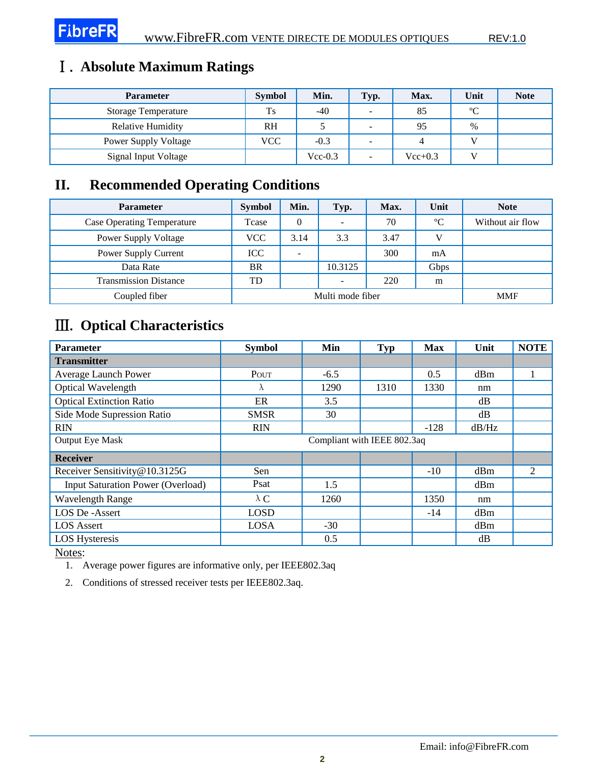## Ⅰ. Absolute Maximum Ratings

| Parameter | Symbol | Min. | Typ. | Max. | Unit | Note |
|---|---|---|---|---|---|---|
| Storage Temperature | Ts | -40 | - | 85 | ºC | |
| Relative Humidity | RH | 5 | - | 95 | % | |
| Power Supply Voltage | VCC | -0.3 | - | 4 | V | |
| Signal Input Voltage | | Vcc-0.3 | - | Vcc+0.3 | V | |

## II. Recommended Operating Conditions

| Parameter | Symbol | Min. | Typ. | Max. | Unit | Note |
|---|---|---|---|---|---|---|
| Case Operating Temperature | Tcase | 0 | - | 70 | ºC | Without air flow |
| Power Supply Voltage | VCC | 3.14 | 3.3 | 3.47 | V | |
| Power Supply Current | ICC | - | | 300 | mA | |
| Data Rate | BR | | 10.3125 | | Gbps | |
| Transmission Distance | TD | | - | 220 | m | |
| Coupled fiber | Multi mode fiber | | | | | MMF |

## Ⅲ. Optical Characteristics

| Parameter | Symbol | Min | Typ | Max | Unit | NOTE |
|---|---|---|---|---|---|---|
| **Transmitter** | | | | | | |
| Average Launch Power | POUT | -6.5 | | 0.5 | dBm | 1 |
| Optical Wavelength | λ | 1290 | 1310 | 1330 | nm | |
| Optical Extinction Ratio | ER | 3.5 | | | dB | |
| Side Mode Supression Ratio | SMSR | 30 | | | dB | |
| RIN | RIN | | | -128 | dB/Hz | |
| Output Eye Mask | Compliant with IEEE 802.3aq | | | | | |
| **Receiver** | | | | | | |
| Receiver Sensitivity@10.3125G | Sen | | | -10 | dBm | 2 |
| Input Saturation Power (Overload) | Psat | 1.5 | | | dBm | |
| Wavelength Range | λC | 1260 | | 1350 | nm | |
| LOS De -Assert | LOSD | | | -14 | dBm | |
| LOS Assert | LOSA | -30 | | | dBm | |
| LOS Hysteresis | | 0.5 | | | dB | |

Notes:

1. Average power figures are informative only, per IEEE802.3aq
2. Conditions of stressed receiver tests per IEEE802.3aq.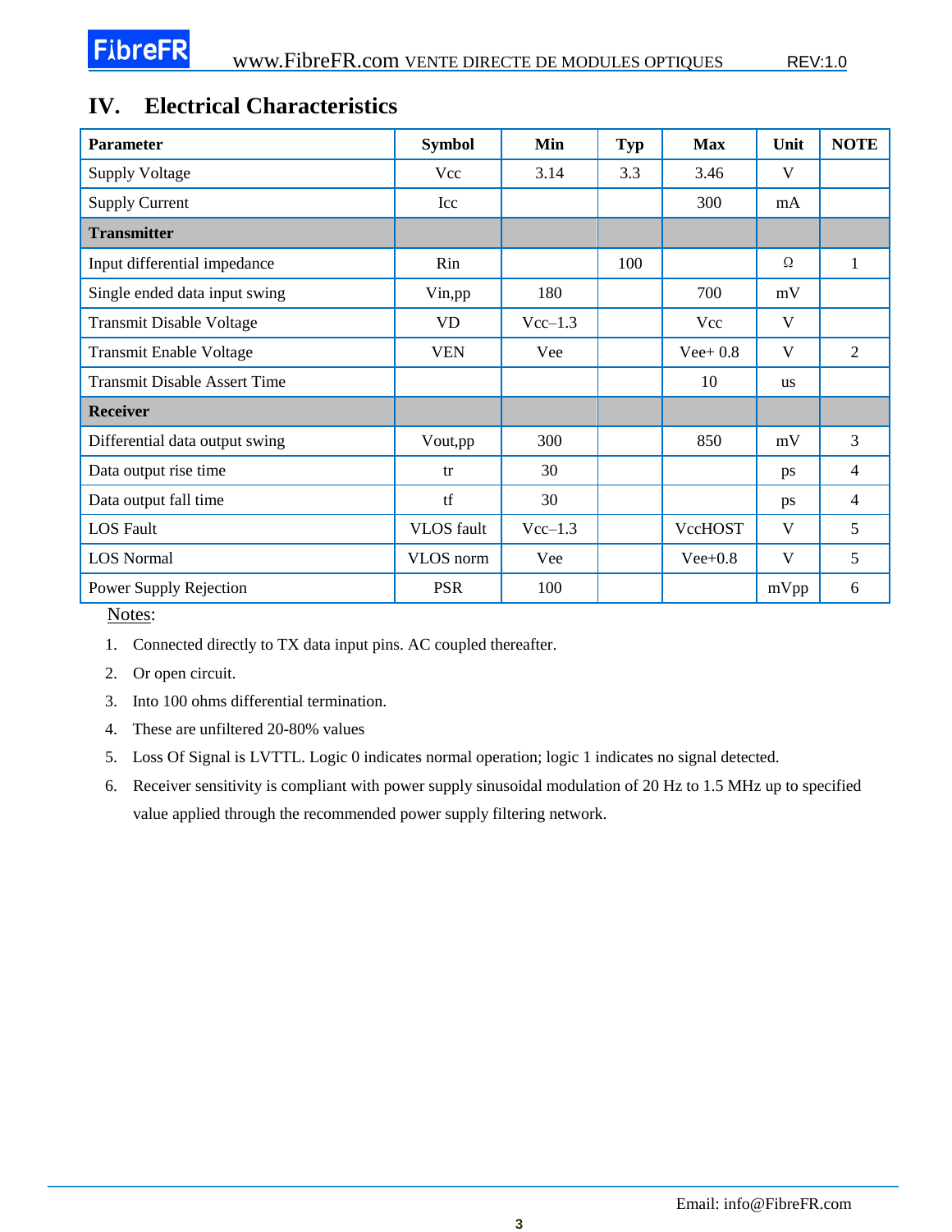## IV. Electrical Characteristics

| Parameter | Symbol | Min | Typ | Max | Unit | NOTE |
|---|---|---|---|---|---|---|
| Supply Voltage | Vcc | 3.14 | 3.3 | 3.46 | V | |
| Supply Current | Icc | | | 300 | mA | |
| **Transmitter** | | | | | | |
| Input differential impedance | Rin | | 100 | | Ω | 1 |
| Single ended data input swing | Vin,pp | 180 | | 700 | mV | |
| Transmit Disable Voltage | VD | Vcc–1.3 | | Vcc | V | |
| Transmit Enable Voltage | VEN | Vee | | Vee+ 0.8 | V | 2 |
| Transmit Disable Assert Time | | | | 10 | us | |
| **Receiver** | | | | | | |
| Differential data output swing | Vout,pp | 300 | | 850 | mV | 3 |
| Data output rise time | tr | 30 | | | ps | 4 |
| Data output fall time | tf | 30 | | | ps | 4 |
| LOS Fault | VLOS fault | Vcc–1.3 | | VccHOST | V | 5 |
| LOS Normal | VLOS norm | Vee | | Vee+0.8 | V | 5 |
| Power Supply Rejection | PSR | 100 | | | mVpp | 6 |

Notes:

1. Connected directly to TX data input pins. AC coupled thereafter.
2. Or open circuit.
3. Into 100 ohms differential termination.
4. These are unfiltered 20-80% values
5. Loss Of Signal is LVTTL. Logic 0 indicates normal operation; logic 1 indicates no signal detected.
6. Receiver sensitivity is compliant with power supply sinusoidal modulation of 20 Hz to 1.5 MHz up to specified value applied through the recommended power supply filtering network.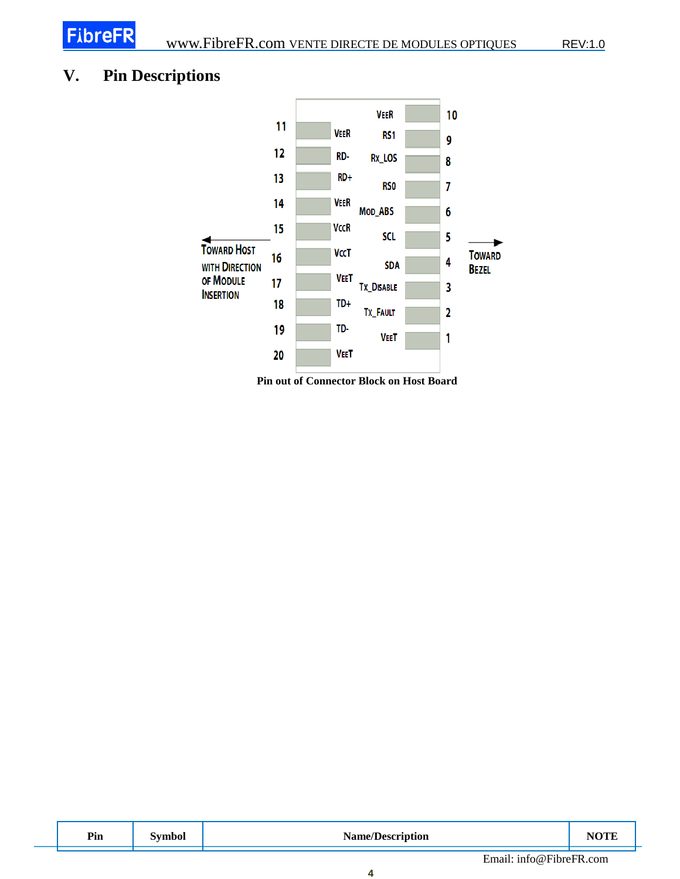# V. Pin Descriptions

| Pin | Symbol | Pin | Symbol |
|---|---|---|---|
| 11 | VeeR | 10 | VeeR |
| 12 | RD- | 9 | RS1 |
| 13 | RD+ | 8 | Rx_LOS |
| 14 | VeeR | 7 | RS0 |
| 15 | VccR | 6 | Mod_ABS |
| 16 | VccT | 5 | SCL |
| 17 | VeeT | 4 | SDA |
| 18 | TD+ | 3 | Tx_Disable |
| 19 | TD- | 2 | Tx_Fault |
| 20 | VeeT | 1 | VeeT |

← Toward Host with Direction of Module Insertion

→ Toward Bezel

**Pin out of Connector Block on Host Board**

| Pin | Symbol | Name/Description | NOTE |
|---|---|---|---|

Email: info@FibreFR.com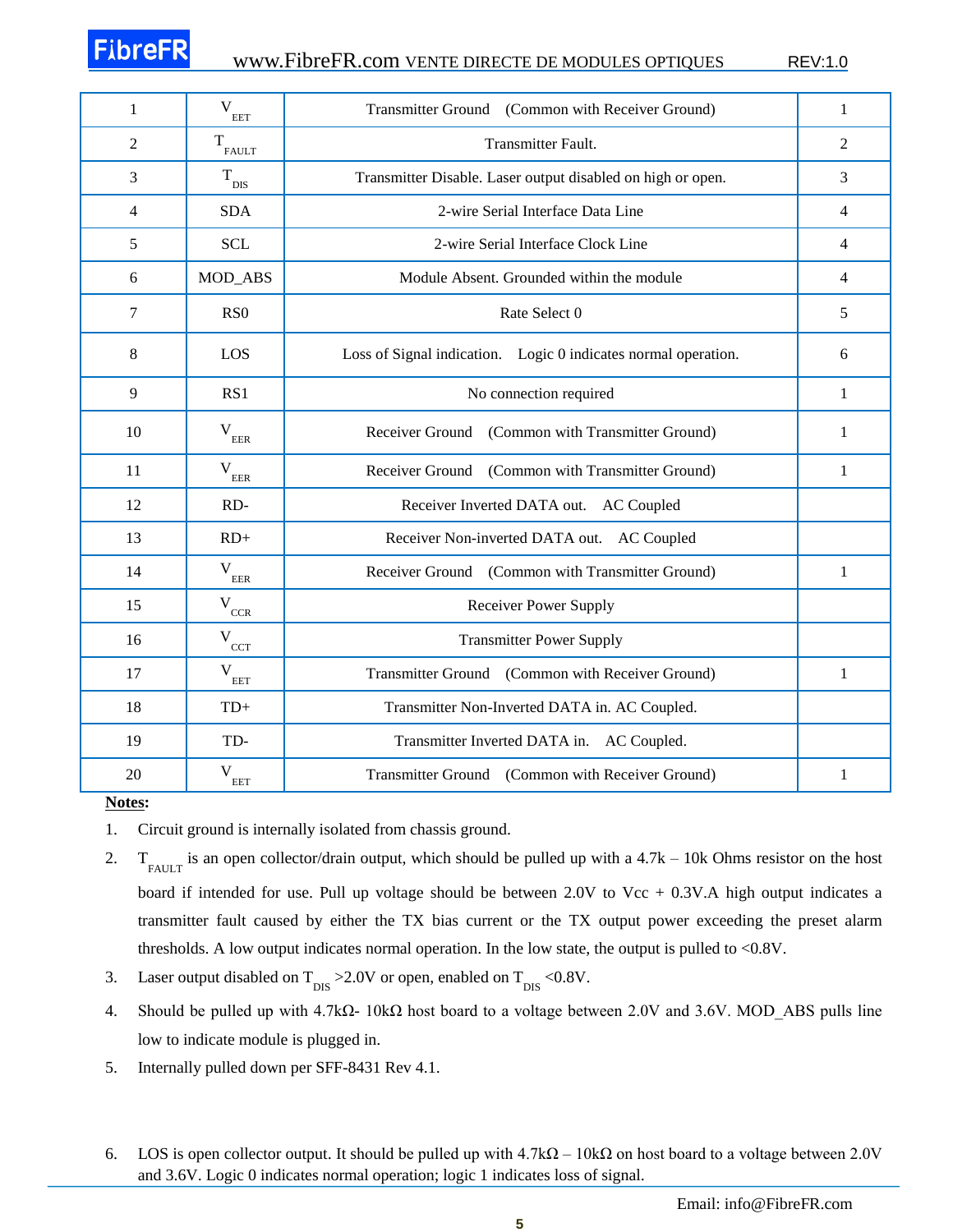| 1 | $V_{EET}$ | Transmitter Ground (Common with Receiver Ground) | 1 |
|---|---|---|---|
| 2 | $T_{FAULT}$ | Transmitter Fault. | 2 |
| 3 | $T_{DIS}$ | Transmitter Disable. Laser output disabled on high or open. | 3 |
| 4 | SDA | 2-wire Serial Interface Data Line | 4 |
| 5 | SCL | 2-wire Serial Interface Clock Line | 4 |
| 6 | MOD_ABS | Module Absent. Grounded within the module | 4 |
| 7 | RS0 | Rate Select 0 | 5 |
| 8 | LOS | Loss of Signal indication. Logic 0 indicates normal operation. | 6 |
| 9 | RS1 | No connection required | 1 |
| 10 | $V_{EER}$ | Receiver Ground (Common with Transmitter Ground) | 1 |
| 11 | $V_{EER}$ | Receiver Ground (Common with Transmitter Ground) | 1 |
| 12 | RD- | Receiver Inverted DATA out. AC Coupled | |
| 13 | RD+ | Receiver Non-inverted DATA out. AC Coupled | |
| 14 | $V_{EER}$ | Receiver Ground (Common with Transmitter Ground) | 1 |
| 15 | $V_{CCR}$ | Receiver Power Supply | |
| 16 | $V_{CCT}$ | Transmitter Power Supply | |
| 17 | $V_{EET}$ | Transmitter Ground (Common with Receiver Ground) | 1 |
| 18 | TD+ | Transmitter Non-Inverted DATA in. AC Coupled. | |
| 19 | TD- | Transmitter Inverted DATA in. AC Coupled. | |
| 20 | $V_{EET}$ | Transmitter Ground (Common with Receiver Ground) | 1 |

**Notes:**

1. Circuit ground is internally isolated from chassis ground.
2. $T_{FAULT}$ is an open collector/drain output, which should be pulled up with a 4.7k – 10k Ohms resistor on the host board if intended for use. Pull up voltage should be between 2.0V to Vcc + 0.3V.A high output indicates a transmitter fault caused by either the TX bias current or the TX output power exceeding the preset alarm thresholds. A low output indicates normal operation. In the low state, the output is pulled to <0.8V.
3. Laser output disabled on $T_{DIS}$ >2.0V or open, enabled on $T_{DIS}$ <0.8V.
4. Should be pulled up with 4.7kΩ- 10kΩ host board to a voltage between 2.0V and 3.6V. MOD_ABS pulls line low to indicate module is plugged in.
5. Internally pulled down per SFF-8431 Rev 4.1.
6. LOS is open collector output. It should be pulled up with 4.7kΩ – 10kΩ on host board to a voltage between 2.0V and 3.6V. Logic 0 indicates normal operation; logic 1 indicates loss of signal.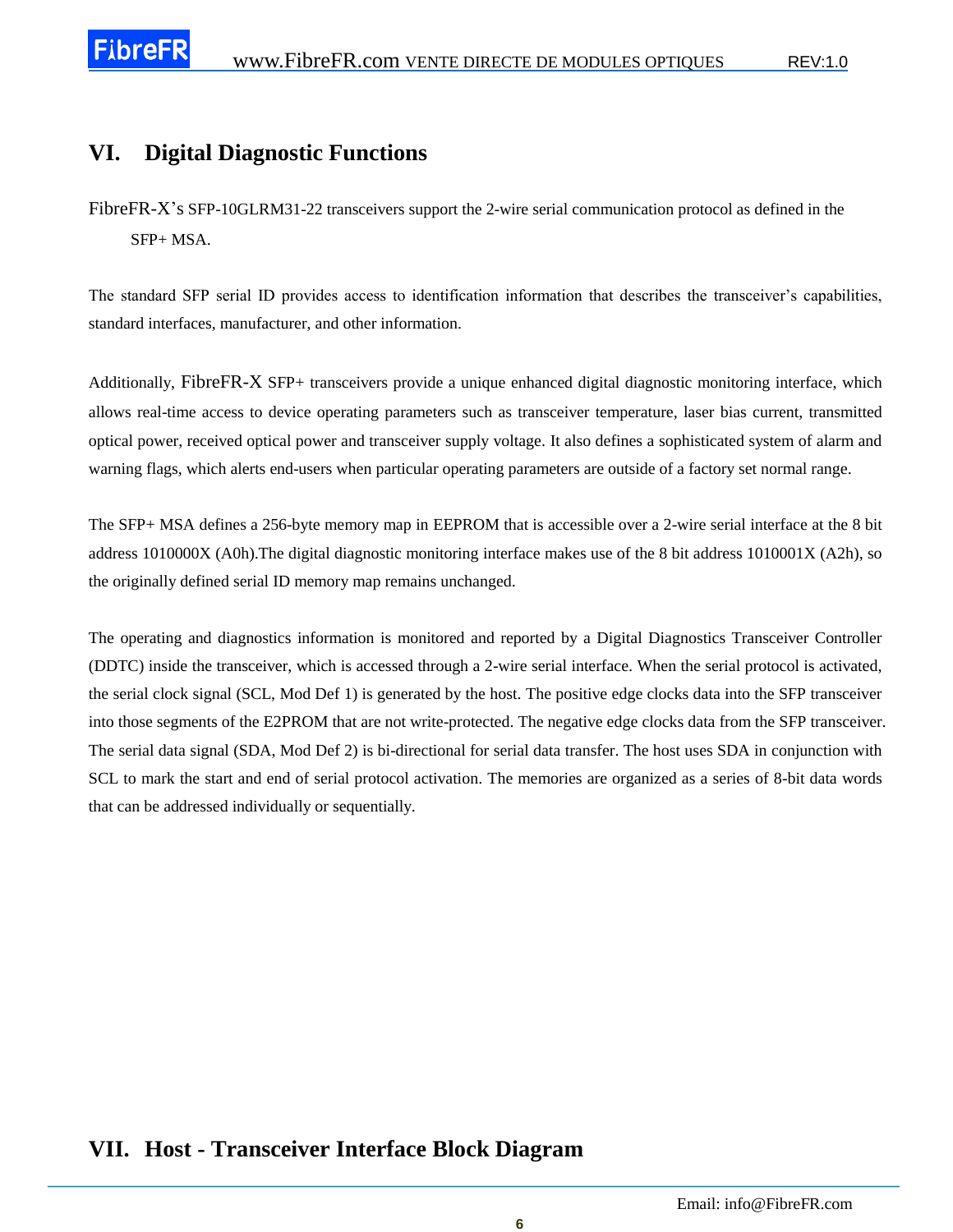## VI. Digital Diagnostic Functions

FibreFR-X's SFP-10GLRM31-22 transceivers support the 2-wire serial communication protocol as defined in the SFP+ MSA.

The standard SFP serial ID provides access to identification information that describes the transceiver's capabilities, standard interfaces, manufacturer, and other information.

Additionally, FibreFR-X SFP+ transceivers provide a unique enhanced digital diagnostic monitoring interface, which allows real-time access to device operating parameters such as transceiver temperature, laser bias current, transmitted optical power, received optical power and transceiver supply voltage. It also defines a sophisticated system of alarm and warning flags, which alerts end-users when particular operating parameters are outside of a factory set normal range.

The SFP+ MSA defines a 256-byte memory map in EEPROM that is accessible over a 2-wire serial interface at the 8 bit address 1010000X (A0h).The digital diagnostic monitoring interface makes use of the 8 bit address 1010001X (A2h), so the originally defined serial ID memory map remains unchanged.

The operating and diagnostics information is monitored and reported by a Digital Diagnostics Transceiver Controller (DDTC) inside the transceiver, which is accessed through a 2-wire serial interface. When the serial protocol is activated, the serial clock signal (SCL, Mod Def 1) is generated by the host. The positive edge clocks data into the SFP transceiver into those segments of the E2PROM that are not write-protected. The negative edge clocks data from the SFP transceiver. The serial data signal (SDA, Mod Def 2) is bi-directional for serial data transfer. The host uses SDA in conjunction with SCL to mark the start and end of serial protocol activation. The memories are organized as a series of 8-bit data words that can be addressed individually or sequentially.

## VII. Host - Transceiver Interface Block Diagram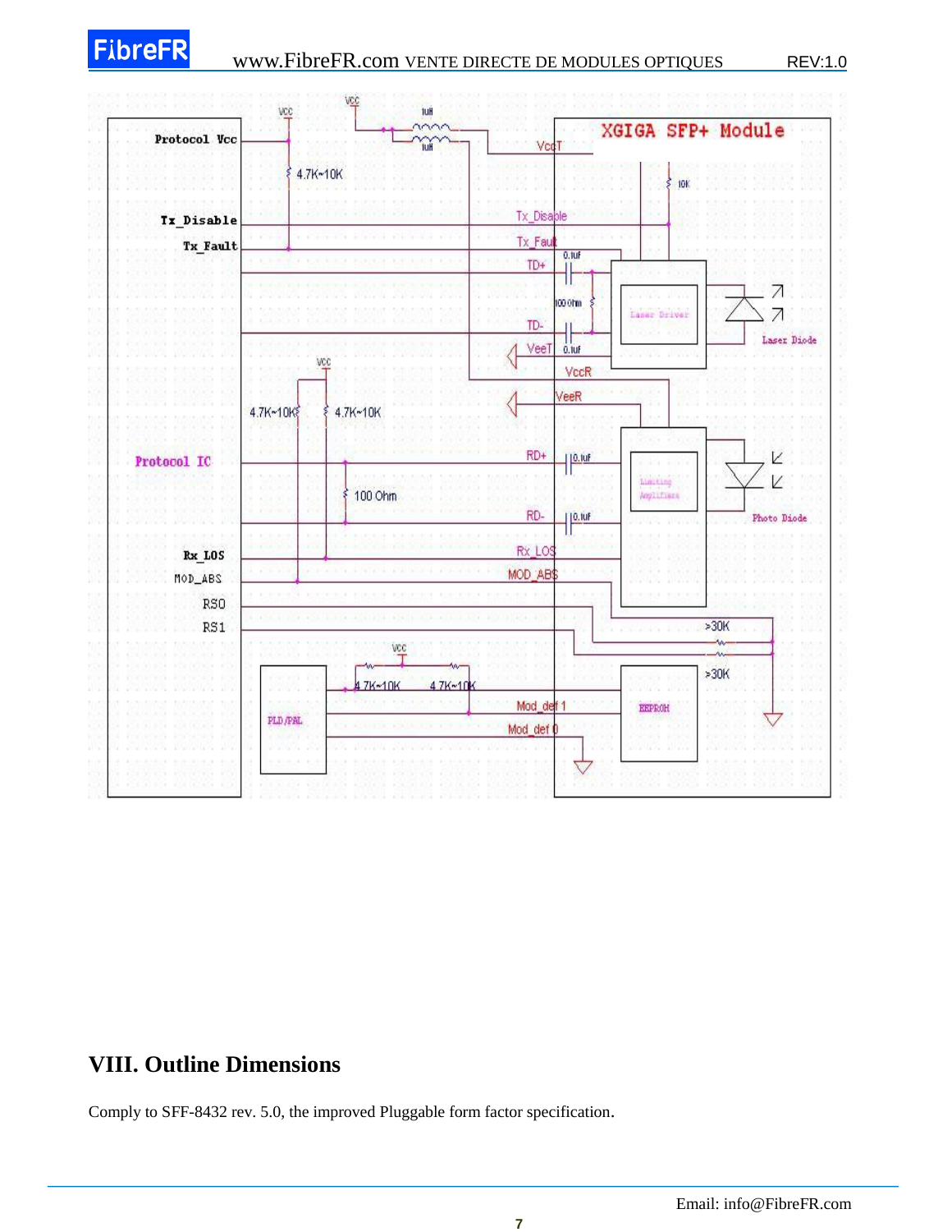## VIII. Outline Dimensions

Comply to SFF-8432 rev. 5.0, the improved Pluggable form factor specification.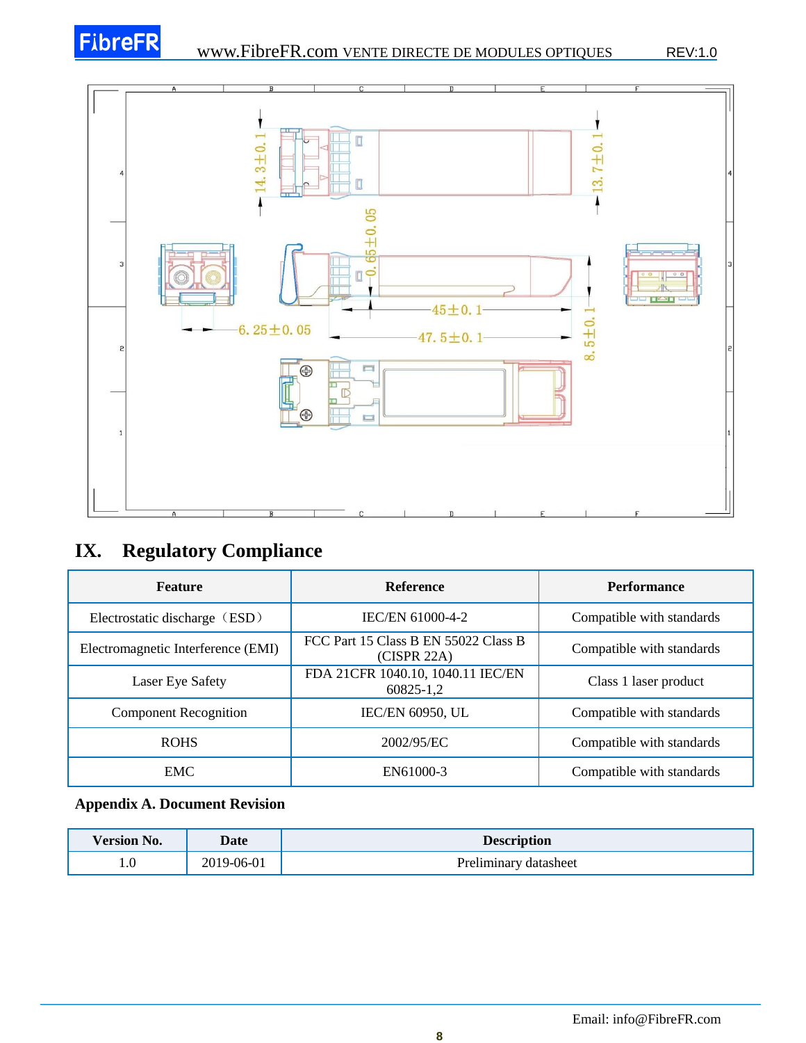14.3±0.1

13.7±0.1

0.65±0.05

45±0.1

6.25±0.05

47.5±0.1

8.5±0.1

## IX. Regulatory Compliance

| Feature | Reference | Performance |
|---|---|---|
| Electrostatic discharge（ESD） | IEC/EN 61000-4-2 | Compatible with standards |
| Electromagnetic Interference (EMI) | FCC Part 15 Class B EN 55022 Class B (CISPR 22A) | Compatible with standards |
| Laser Eye Safety | FDA 21CFR 1040.10, 1040.11 IEC/EN 60825-1,2 | Class 1 laser product |
| Component Recognition | IEC/EN 60950, UL | Compatible with standards |
| ROHS | 2002/95/EC | Compatible with standards |
| EMC | EN61000-3 | Compatible with standards |

**Appendix A. Document Revision**

| Version No. | Date | Description |
|---|---|---|
| 1.0 | 2019-06-01 | Preliminary datasheet |

Email: info@FibreFR.com